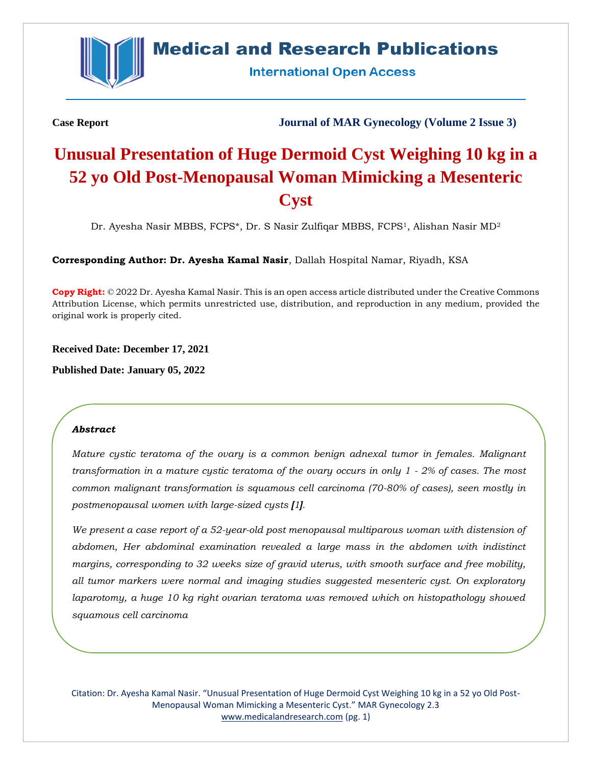**Case Report**

**Journal of MAR Gynecology (Volume 2 Issue 3)**

# Unusual Presentation of Huge Dermoid Cyst Weighing 10 kg in a 52 yo Old Post-Menopausal Woman Mimicking a Mesenteric Cyst

Dr. Ayesha Nasir MBBS, FCPS*, Dr. S Nasir Zulfiqar MBBS, FCPS[1], Alishan Nasir MD[2]

**Corresponding Author: Dr. Ayesha Kamal Nasir**, Dallah Hospital Namar, Riyadh, KSA

**Copy Right:** © 2022 Dr. Ayesha Kamal Nasir. This is an open access article distributed under the Creative Commons Attribution License, which permits unrestricted use, distribution, and reproduction in any medium, provided the original work is properly cited.

**Received Date: December 17, 2021**

**Published Date: January 05, 2022**

***Abstract***

*Mature cystic teratoma of the ovary is a common benign adnexal tumor in females. Malignant transformation in a mature cystic teratoma of the ovary occurs in only 1 - 2% of cases. The most common malignant transformation is squamous cell carcinoma (70-80% of cases), seen mostly in postmenopausal women with large-sized cysts **[1]**.*

*We present a case report of a 52-year-old post menopausal multiparous woman with distension of abdomen, Her abdominal examination revealed a large mass in the abdomen with indistinct margins, corresponding to 32 weeks size of gravid uterus, with smooth surface and free mobility, all tumor markers were normal and imaging studies suggested mesenteric cyst. On exploratory laparotomy, a huge 10 kg right ovarian teratoma was removed which on histopathology showed squamous cell carcinoma*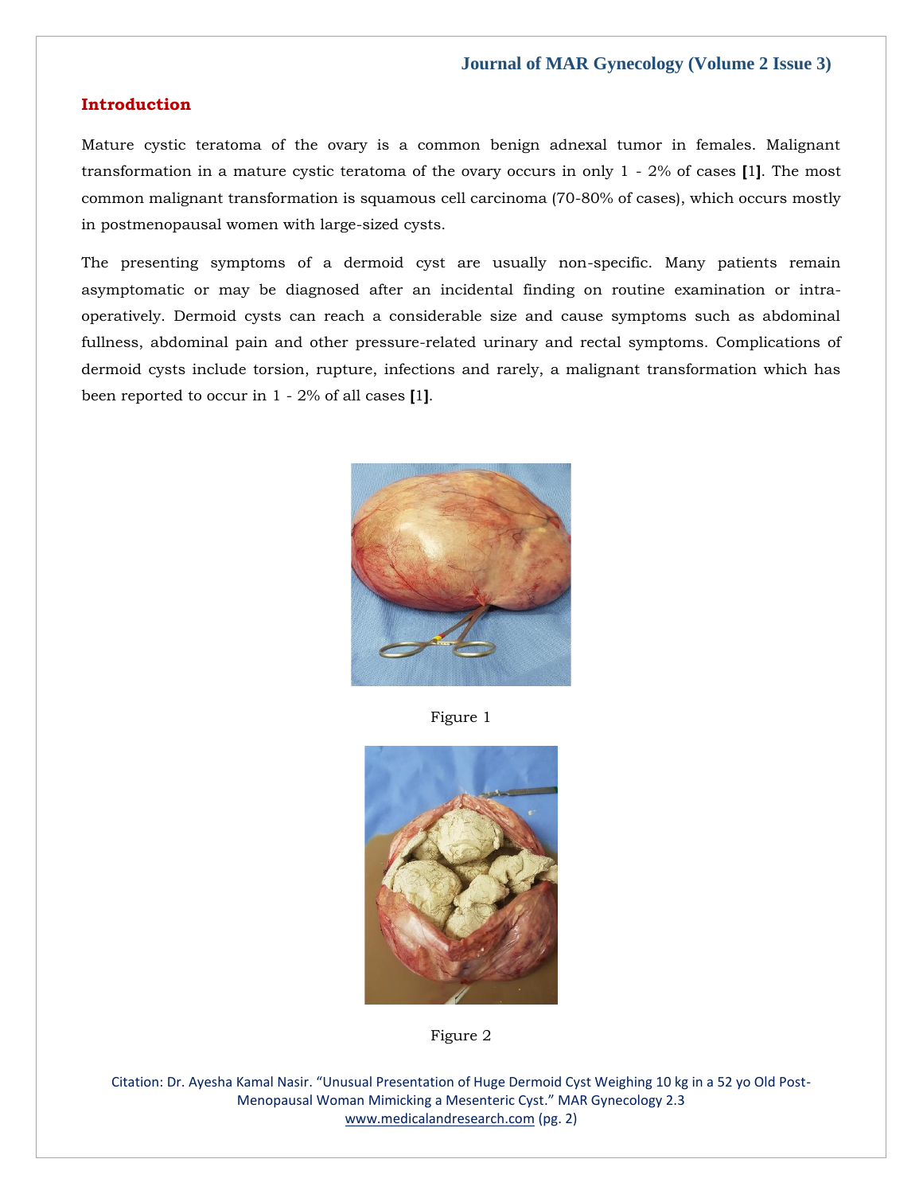## Introduction

Mature cystic teratoma of the ovary is a common benign adnexal tumor in females. Malignant transformation in a mature cystic teratoma of the ovary occurs in only 1 - 2% of cases **[**1**]**. The most common malignant transformation is squamous cell carcinoma (70-80% of cases), which occurs mostly in postmenopausal women with large-sized cysts.

The presenting symptoms of a dermoid cyst are usually non-specific. Many patients remain asymptomatic or may be diagnosed after an incidental finding on routine examination or intra-operatively. Dermoid cysts can reach a considerable size and cause symptoms such as abdominal fullness, abdominal pain and other pressure-related urinary and rectal symptoms. Complications of dermoid cysts include torsion, rupture, infections and rarely, a malignant transformation which has been reported to occur in 1 - 2% of all cases **[**1**]**.

Figure 1

Figure 2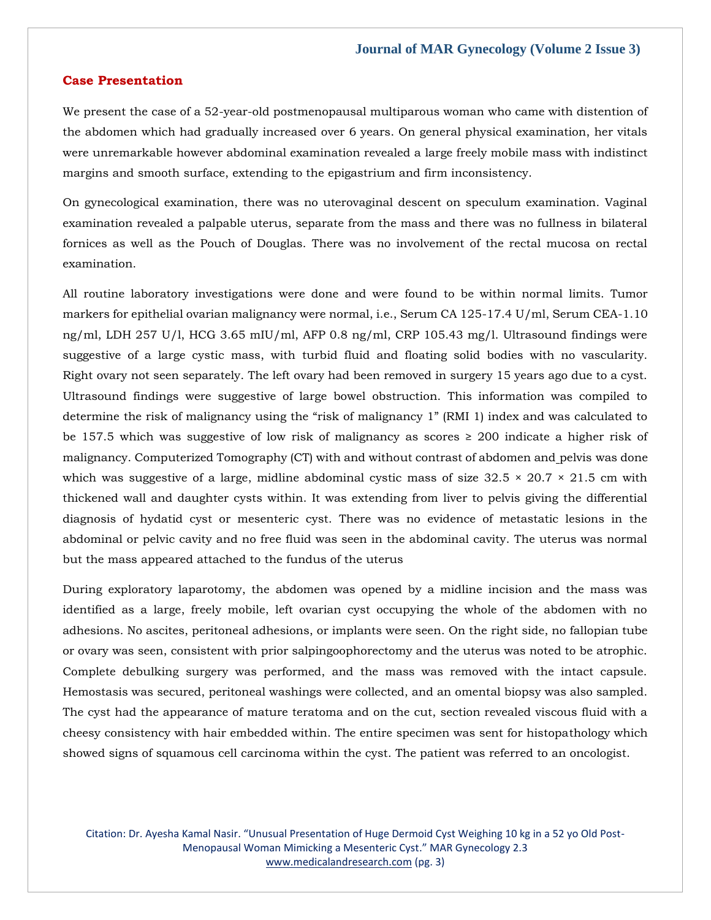## Case Presentation

We present the case of a 52-year-old postmenopausal multiparous woman who came with distention of the abdomen which had gradually increased over 6 years. On general physical examination, her vitals were unremarkable however abdominal examination revealed a large freely mobile mass with indistinct margins and smooth surface, extending to the epigastrium and firm inconsistency.

On gynecological examination, there was no uterovaginal descent on speculum examination. Vaginal examination revealed a palpable uterus, separate from the mass and there was no fullness in bilateral fornices as well as the Pouch of Douglas. There was no involvement of the rectal mucosa on rectal examination.

All routine laboratory investigations were done and were found to be within normal limits. Tumor markers for epithelial ovarian malignancy were normal, i.e., Serum CA 125-17.4 U/ml, Serum CEA-1.10 ng/ml, LDH 257 U/l, HCG 3.65 mIU/ml, AFP 0.8 ng/ml, CRP 105.43 mg/l. Ultrasound findings were suggestive of a large cystic mass, with turbid fluid and floating solid bodies with no vascularity. Right ovary not seen separately. The left ovary had been removed in surgery 15 years ago due to a cyst. Ultrasound findings were suggestive of large bowel obstruction. This information was compiled to determine the risk of malignancy using the "risk of malignancy 1" (RMI 1) index and was calculated to be 157.5 which was suggestive of low risk of malignancy as scores ≥ 200 indicate a higher risk of malignancy. Computerized Tomography (CT) with and without contrast of abdomen and pelvis was done which was suggestive of a large, midline abdominal cystic mass of size 32.5 × 20.7 × 21.5 cm with thickened wall and daughter cysts within. It was extending from liver to pelvis giving the differential diagnosis of hydatid cyst or mesenteric cyst. There was no evidence of metastatic lesions in the abdominal or pelvic cavity and no free fluid was seen in the abdominal cavity. The uterus was normal but the mass appeared attached to the fundus of the uterus

During exploratory laparotomy, the abdomen was opened by a midline incision and the mass was identified as a large, freely mobile, left ovarian cyst occupying the whole of the abdomen with no adhesions. No ascites, peritoneal adhesions, or implants were seen. On the right side, no fallopian tube or ovary was seen, consistent with prior salpingoophorectomy and the uterus was noted to be atrophic. Complete debulking surgery was performed, and the mass was removed with the intact capsule. Hemostasis was secured, peritoneal washings were collected, and an omental biopsy was also sampled. The cyst had the appearance of mature teratoma and on the cut, section revealed viscous fluid with a cheesy consistency with hair embedded within. The entire specimen was sent for histopathology which showed signs of squamous cell carcinoma within the cyst. The patient was referred to an oncologist.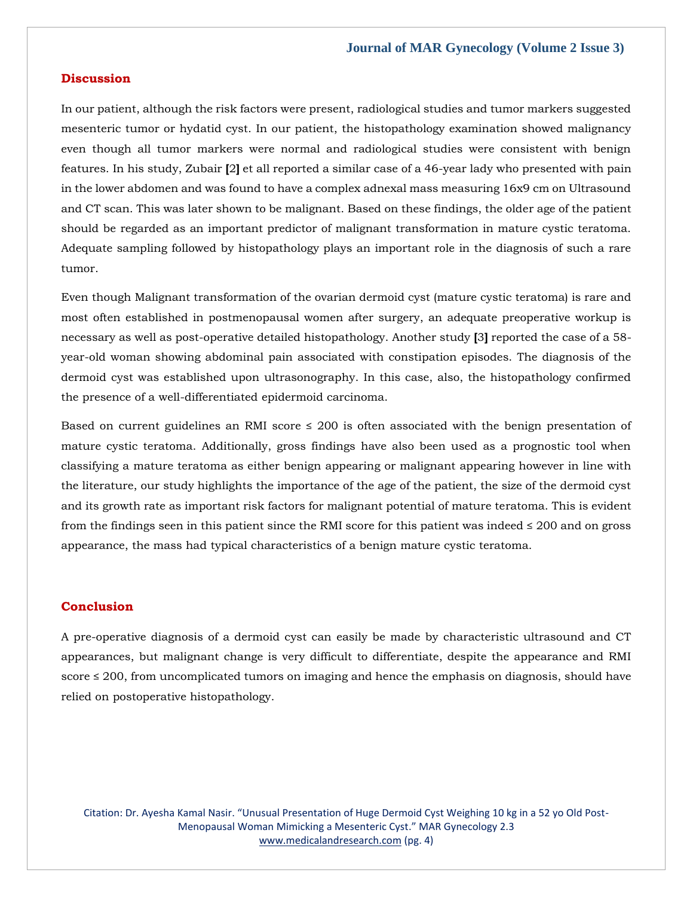## Discussion

In our patient, although the risk factors were present, radiological studies and tumor markers suggested mesenteric tumor or hydatid cyst. In our patient, the histopathology examination showed malignancy even though all tumor markers were normal and radiological studies were consistent with benign features. In his study, Zubair [2] et all reported a similar case of a 46-year lady who presented with pain in the lower abdomen and was found to have a complex adnexal mass measuring 16x9 cm on Ultrasound and CT scan. This was later shown to be malignant. Based on these findings, the older age of the patient should be regarded as an important predictor of malignant transformation in mature cystic teratoma. Adequate sampling followed by histopathology plays an important role in the diagnosis of such a rare tumor.

Even though Malignant transformation of the ovarian dermoid cyst (mature cystic teratoma) is rare and most often established in postmenopausal women after surgery, an adequate preoperative workup is necessary as well as post-operative detailed histopathology. Another study [3] reported the case of a 58-year-old woman showing abdominal pain associated with constipation episodes. The diagnosis of the dermoid cyst was established upon ultrasonography. In this case, also, the histopathology confirmed the presence of a well-differentiated epidermoid carcinoma.

Based on current guidelines an RMI score ≤ 200 is often associated with the benign presentation of mature cystic teratoma. Additionally, gross findings have also been used as a prognostic tool when classifying a mature teratoma as either benign appearing or malignant appearing however in line with the literature, our study highlights the importance of the age of the patient, the size of the dermoid cyst and its growth rate as important risk factors for malignant potential of mature teratoma. This is evident from the findings seen in this patient since the RMI score for this patient was indeed ≤ 200 and on gross appearance, the mass had typical characteristics of a benign mature cystic teratoma.

## Conclusion

A pre-operative diagnosis of a dermoid cyst can easily be made by characteristic ultrasound and CT appearances, but malignant change is very difficult to differentiate, despite the appearance and RMI score ≤ 200, from uncomplicated tumors on imaging and hence the emphasis on diagnosis, should have relied on postoperative histopathology.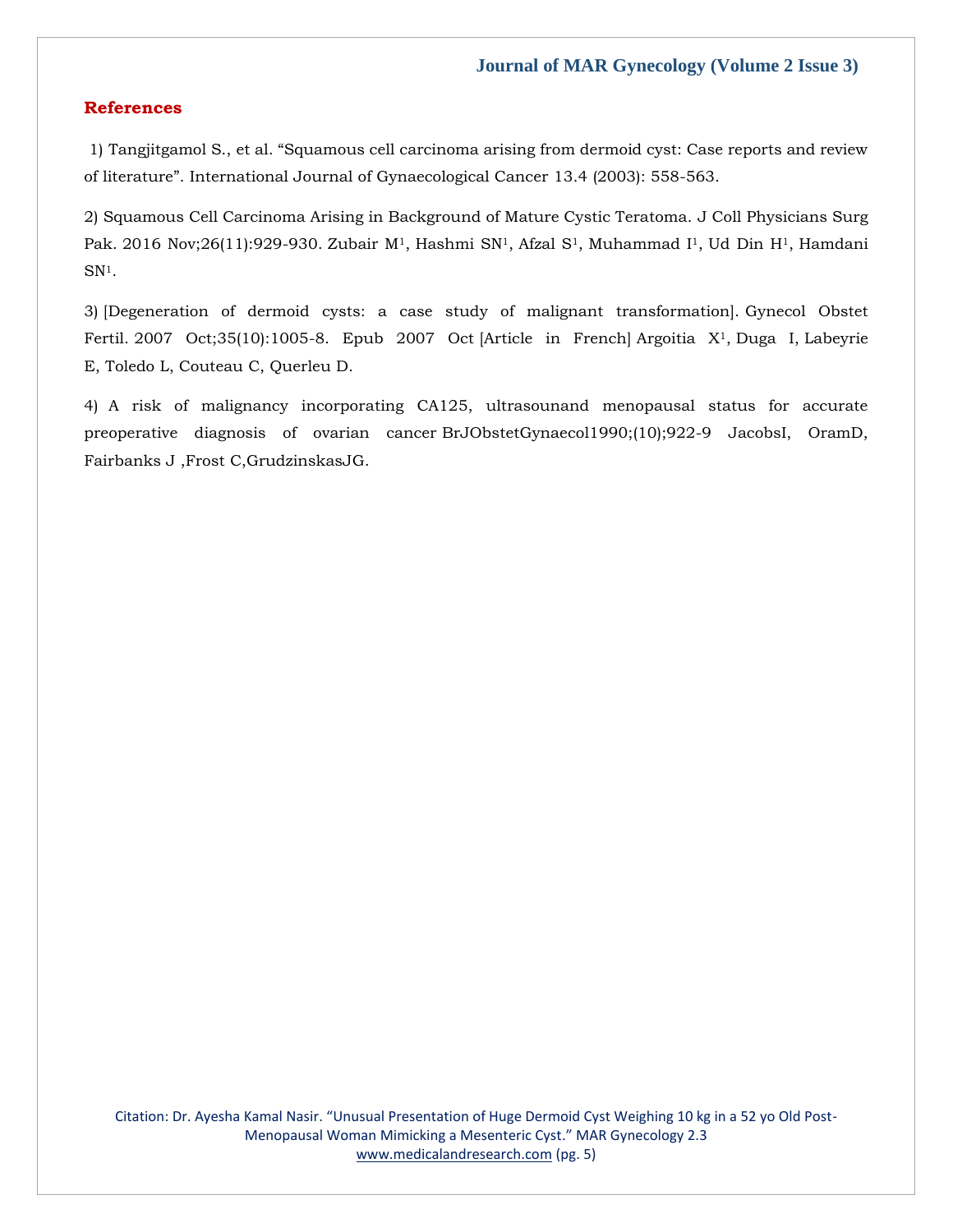## References

1) Tangjitgamol S., et al. “Squamous cell carcinoma arising from dermoid cyst: Case reports and review of literature”. International Journal of Gynaecological Cancer 13.4 (2003): 558-563.

2) Squamous Cell Carcinoma Arising in Background of Mature Cystic Teratoma. J Coll Physicians Surg Pak. 2016 Nov;26(11):929-930. Zubair M[1], Hashmi SN[1], Afzal S[1], Muhammad I[1], Ud Din H[1], Hamdani SN[1].

3) [Degeneration of dermoid cysts: a case study of malignant transformation]. Gynecol Obstet Fertil. 2007 Oct;35(10):1005-8. Epub 2007 Oct [Article in French] Argoitia X[1], Duga I, Labeyrie E, Toledo L, Couteau C, Querleu D.

4) A risk of malignancy incorporating CA125, ultrasounand menopausal status for accurate preoperative diagnosis of ovarian cancer BrJObstetGynaecol1990;(10);922-9 JacobsI, OramD, Fairbanks J ,Frost C,GrudzinskasJG.

Citation: Dr. Ayesha Kamal Nasir. “Unusual Presentation of Huge Dermoid Cyst Weighing 10 kg in a 52 yo Old Post-Menopausal Woman Mimicking a Mesenteric Cyst.” MAR Gynecology 2.3
www.medicalandresearch.com